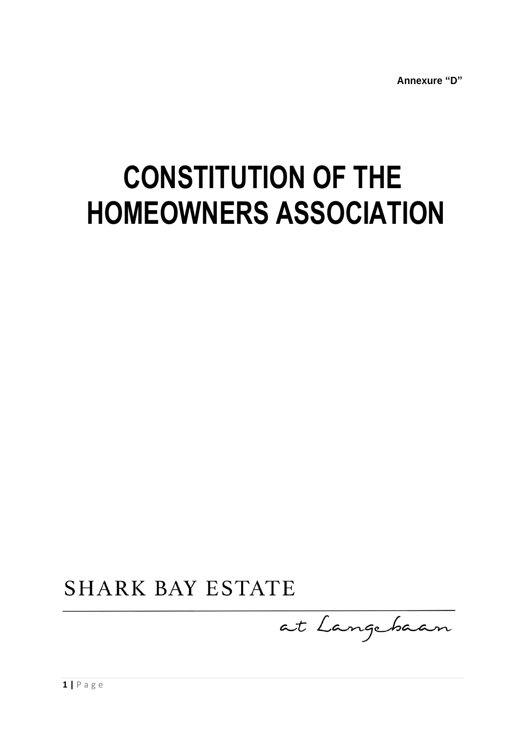**Annexure "D"**

# CONSTITUTION OF THE HOMEOWNERS ASSOCIATION

SHARK BAY ESTATE

at Langebaan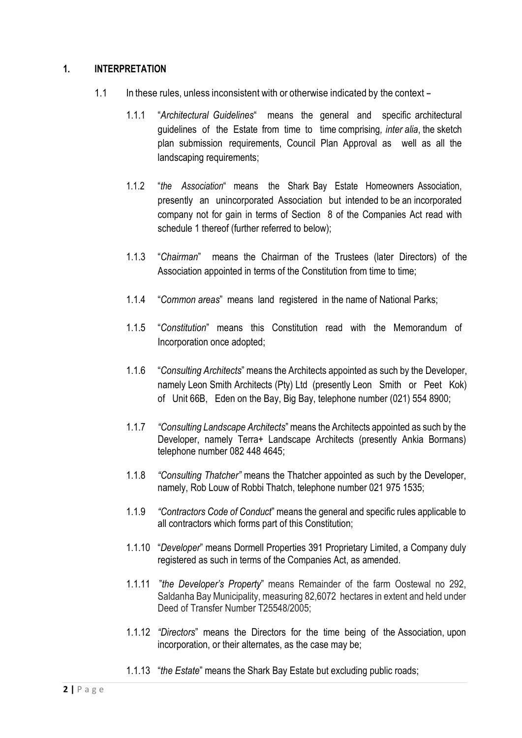## 1. INTERPRETATION

1.1 In these rules, unless inconsistent with or otherwise indicated by the context –

1.1.1 "*Architectural Guidelines*" means the general and specific architectural guidelines of the Estate from time to time comprising*, inter alia*, the sketch plan submission requirements, Council Plan Approval as well as all the landscaping requirements;

1.1.2 "*the Association*" means the Shark Bay Estate Homeowners Association, presently an unincorporated Association but intended to be an incorporated company not for gain in terms of Section 8 of the Companies Act read with schedule 1 thereof (further referred to below);

1.1.3 "*Chairman*" means the Chairman of the Trustees (later Directors) of the Association appointed in terms of the Constitution from time to time;

1.1.4 "*Common areas*" means land registered in the name of National Parks;

1.1.5 "*Constitution*" means this Constitution read with the Memorandum of Incorporation once adopted;

1.1.6 "*Consulting Architects*" means the Architects appointed as such by the Developer, namely Leon Smith Architects (Pty) Ltd (presently Leon Smith or Peet Kok) of Unit 66B, Eden on the Bay, Big Bay, telephone number (021) 554 8900;

1.1.7 *"Consulting Landscape Architects*" means the Architects appointed as such by the Developer, namely Terra+ Landscape Architects (presently Ankia Bormans) telephone number 082 448 4645;

1.1.8 *"Consulting Thatcher"* means the Thatcher appointed as such by the Developer, namely, Rob Louw of Robbi Thatch, telephone number 021 975 1535;

1.1.9 *"Contractors Code of Conduct*" means the general and specific rules applicable to all contractors which forms part of this Constitution;

1.1.10 "*Developer*" means Dormell Properties 391 Proprietary Limited, a Company duly registered as such in terms of the Companies Act, as amended.

1.1.11 *"the Developer's Property*" means Remainder of the farm Oostewal no 292, Saldanha Bay Municipality, measuring 82,6072 hectares in extent and held under Deed of Transfer Number T25548/2005;

1.1.12 *"Directors*" means the Directors for the time being of the Association, upon incorporation, or their alternates, as the case may be;

1.1.13 "*the Estate*" means the Shark Bay Estate but excluding public roads;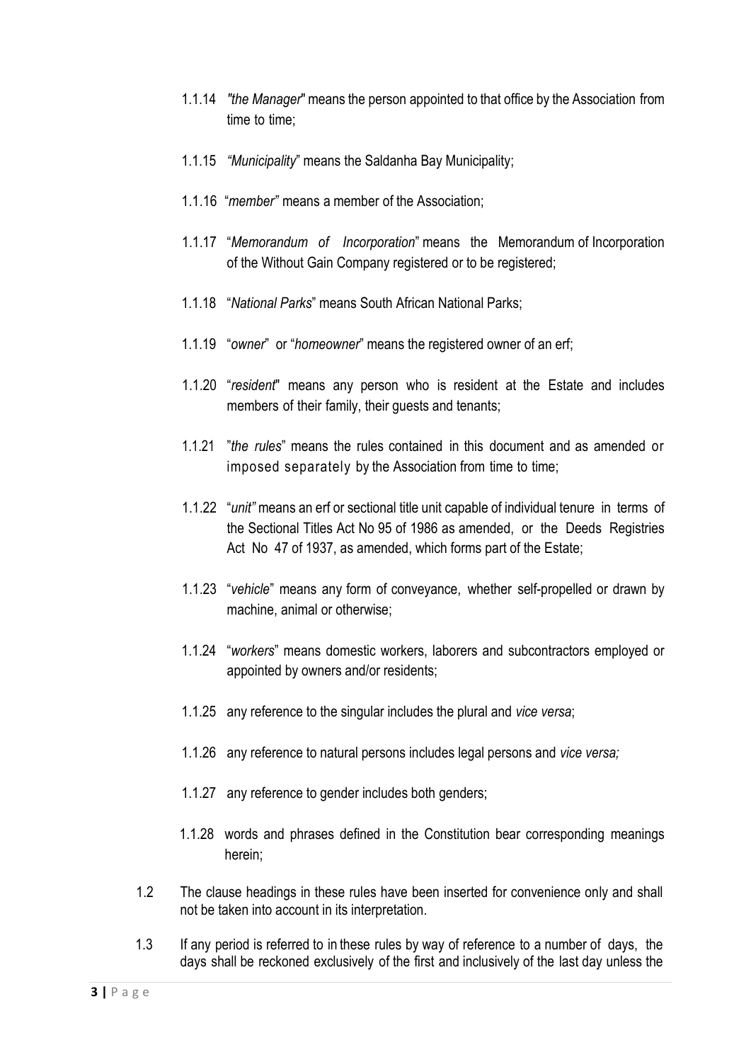1.1.14 *"the Manager*" means the person appointed to that office by the Association from time to time;

1.1.15 *"Municipality*" means the Saldanha Bay Municipality;

1.1.16 "*member"* means a member of the Association;

1.1.17 "*Memorandum of Incorporation*" means the Memorandum of Incorporation of the Without Gain Company registered or to be registered;

1.1.18 "*National Parks*" means South African National Parks;

1.1.19 "*owner*" or "*homeowner*" means the registered owner of an erf;

1.1.20 "*resident*" means any person who is resident at the Estate and includes members of their family, their guests and tenants;

1.1.21 "*the rules*" means the rules contained in this document and as amended or imposed separately by the Association from time to time;

1.1.22 "*unit"* means an erf or sectional title unit capable of individual tenure in terms of the Sectional Titles Act No 95 of 1986 as amended, or the Deeds Registries Act No 47 of 1937, as amended, which forms part of the Estate;

1.1.23 "*vehicle*" means any form of conveyance, whether self-propelled or drawn by machine, animal or otherwise;

1.1.24 "*workers*" means domestic workers, laborers and subcontractors employed or appointed by owners and/or residents;

1.1.25 any reference to the singular includes the plural and *vice versa*;

1.1.26 any reference to natural persons includes legal persons and *vice versa;*

1.1.27 any reference to gender includes both genders;

1.1.28 words and phrases defined in the Constitution bear corresponding meanings herein;

1.2 The clause headings in these rules have been inserted for convenience only and shall not be taken into account in its interpretation.

1.3 If any period is referred to in these rules by way of reference to a number of days, the days shall be reckoned exclusively of the first and inclusively of the last day unless the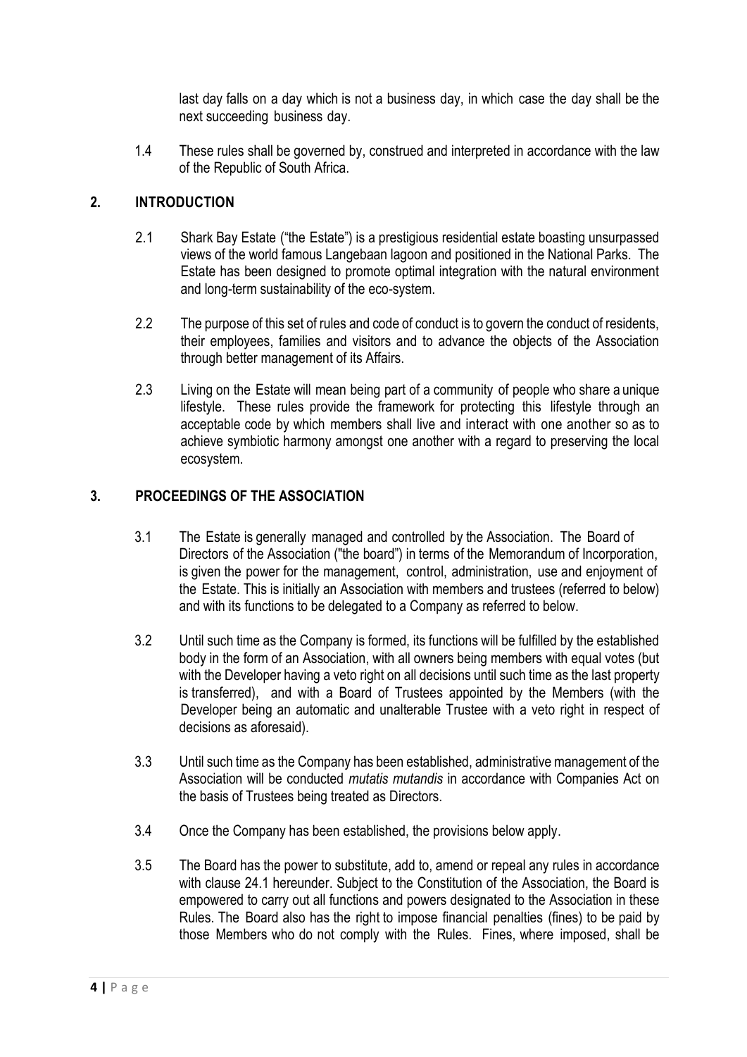last day falls on a day which is not a business day, in which case the day shall be the next succeeding business day.

1.4 These rules shall be governed by, construed and interpreted in accordance with the law of the Republic of South Africa.

## 2. INTRODUCTION

2.1 Shark Bay Estate ("the Estate") is a prestigious residential estate boasting unsurpassed views of the world famous Langebaan lagoon and positioned in the National Parks. The Estate has been designed to promote optimal integration with the natural environment and long-term sustainability of the eco-system.

2.2 The purpose of this set of rules and code of conduct is to govern the conduct of residents, their employees, families and visitors and to advance the objects of the Association through better management of its Affairs.

2.3 Living on the Estate will mean being part of a community of people who share a unique lifestyle. These rules provide the framework for protecting this lifestyle through an acceptable code by which members shall live and interact with one another so as to achieve symbiotic harmony amongst one another with a regard to preserving the local ecosystem.

## 3. PROCEEDINGS OF THE ASSOCIATION

3.1 The Estate is generally managed and controlled by the Association. The Board of Directors of the Association ("the board") in terms of the Memorandum of Incorporation, is given the power for the management, control, administration, use and enjoyment of the Estate. This is initially an Association with members and trustees (referred to below) and with its functions to be delegated to a Company as referred to below.

3.2 Until such time as the Company is formed, its functions will be fulfilled by the established body in the form of an Association, with all owners being members with equal votes (but with the Developer having a veto right on all decisions until such time as the last property is transferred), and with a Board of Trustees appointed by the Members (with the Developer being an automatic and unalterable Trustee with a veto right in respect of decisions as aforesaid).

3.3 Until such time as the Company has been established, administrative management of the Association will be conducted *mutatis mutandis* in accordance with Companies Act on the basis of Trustees being treated as Directors.

3.4 Once the Company has been established, the provisions below apply.

3.5 The Board has the power to substitute, add to, amend or repeal any rules in accordance with clause 24.1 hereunder. Subject to the Constitution of the Association, the Board is empowered to carry out all functions and powers designated to the Association in these Rules. The Board also has the right to impose financial penalties (fines) to be paid by those Members who do not comply with the Rules. Fines, where imposed, shall be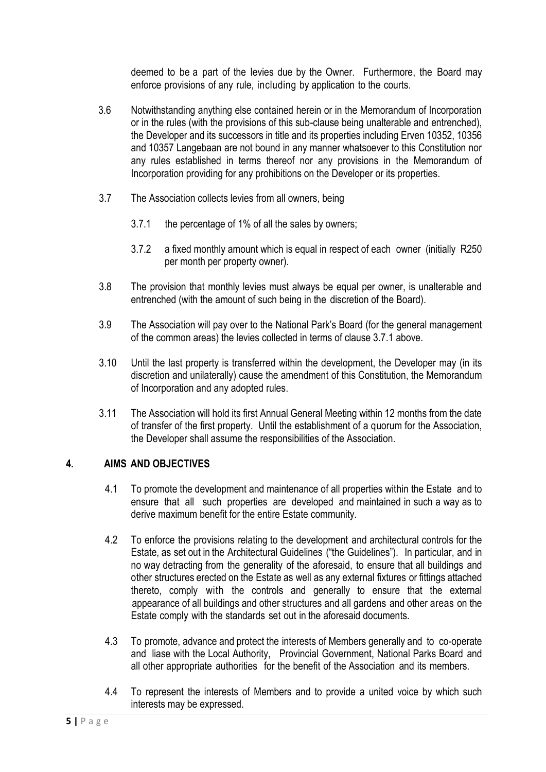deemed to be a part of the levies due by the Owner. Furthermore, the Board may enforce provisions of any rule, including by application to the courts.

3.6 Notwithstanding anything else contained herein or in the Memorandum of Incorporation or in the rules (with the provisions of this sub-clause being unalterable and entrenched), the Developer and its successors in title and its properties including Erven 10352, 10356 and 10357 Langebaan are not bound in any manner whatsoever to this Constitution nor any rules established in terms thereof nor any provisions in the Memorandum of Incorporation providing for any prohibitions on the Developer or its properties.

3.7 The Association collects levies from all owners, being

3.7.1 the percentage of 1% of all the sales by owners;

3.7.2 a fixed monthly amount which is equal in respect of each owner (initially R250 per month per property owner).

3.8 The provision that monthly levies must always be equal per owner, is unalterable and entrenched (with the amount of such being in the discretion of the Board).

3.9 The Association will pay over to the National Park's Board (for the general management of the common areas) the levies collected in terms of clause 3.7.1 above.

3.10 Until the last property is transferred within the development, the Developer may (in its discretion and unilaterally) cause the amendment of this Constitution, the Memorandum of Incorporation and any adopted rules.

3.11 The Association will hold its first Annual General Meeting within 12 months from the date of transfer of the first property. Until the establishment of a quorum for the Association, the Developer shall assume the responsibilities of the Association.

## 4. AIMS AND OBJECTIVES

4.1 To promote the development and maintenance of all properties within the Estate and to ensure that all such properties are developed and maintained in such a way as to derive maximum benefit for the entire Estate community.

4.2 To enforce the provisions relating to the development and architectural controls for the Estate, as set out in the Architectural Guidelines ("the Guidelines"). In particular, and in no way detracting from the generality of the aforesaid, to ensure that all buildings and other structures erected on the Estate as well as any external fixtures or fittings attached thereto, comply with the controls and generally to ensure that the external appearance of all buildings and other structures and all gardens and other areas on the Estate comply with the standards set out in the aforesaid documents.

4.3 To promote, advance and protect the interests of Members generally and to co-operate and liase with the Local Authority, Provincial Government, National Parks Board and all other appropriate authorities for the benefit of the Association and its members.

4.4 To represent the interests of Members and to provide a united voice by which such interests may be expressed.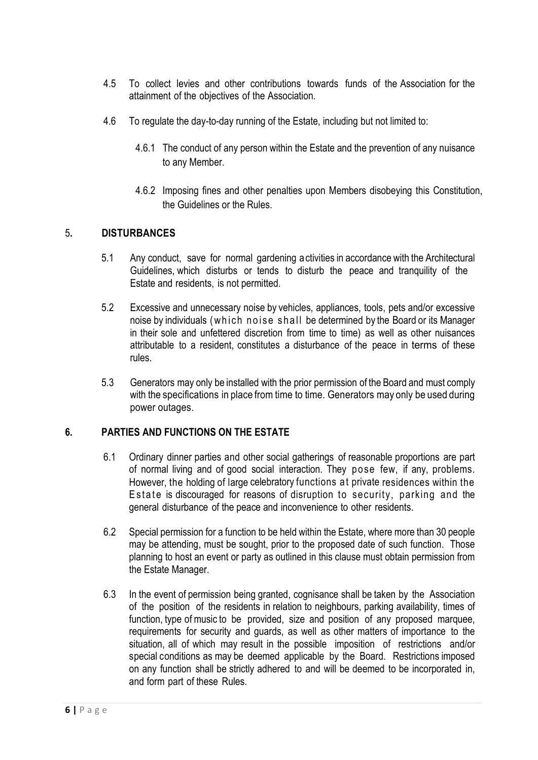4.5 To collect levies and other contributions towards funds of the Association for the attainment of the objectives of the Association.

4.6 To regulate the day-to-day running of the Estate, including but not limited to:

4.6.1 The conduct of any person within the Estate and the prevention of any nuisance to any Member.

4.6.2 Imposing fines and other penalties upon Members disobeying this Constitution, the Guidelines or the Rules.

## 5. DISTURBANCES

5.1 Any conduct, save for normal gardening activities in accordance with the Architectural Guidelines, which disturbs or tends to disturb the peace and tranquility of the Estate and residents, is not permitted.

5.2 Excessive and unnecessary noise by vehicles, appliances, tools, pets and/or excessive noise by individuals (which noise shall be determined by the Board or its Manager in their sole and unfettered discretion from time to time) as well as other nuisances attributable to a resident, constitutes a disturbance of the peace in terms of these rules.

5.3 Generators may only be installed with the prior permission of the Board and must comply with the specifications in place from time to time. Generators may only be used during power outages.

## 6. PARTIES AND FUNCTIONS ON THE ESTATE

6.1 Ordinary dinner parties and other social gatherings of reasonable proportions are part of normal living and of good social interaction. They pose few, if any, problems. However, the holding of large celebratory functions at private residences within the Estate is discouraged for reasons of disruption to security, parking and the general disturbance of the peace and inconvenience to other residents.

6.2 Special permission for a function to be held within the Estate, where more than 30 people may be attending, must be sought, prior to the proposed date of such function. Those planning to host an event or party as outlined in this clause must obtain permission from the Estate Manager.

6.3 In the event of permission being granted, cognisance shall be taken by the Association of the position of the residents in relation to neighbours, parking availability, times of function, type of music to be provided, size and position of any proposed marquee, requirements for security and guards, as well as other matters of importance to the situation, all of which may result in the possible imposition of restrictions and/or special conditions as may be deemed applicable by the Board. Restrictions imposed on any function shall be strictly adhered to and will be deemed to be incorporated in, and form part of these Rules.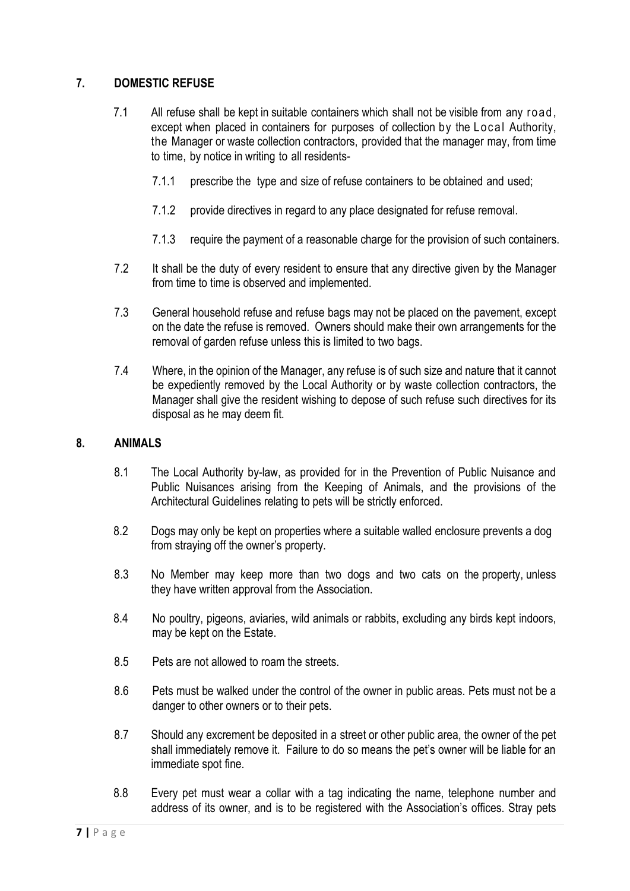## 7. DOMESTIC REFUSE

7.1 All refuse shall be kept in suitable containers which shall not be visible from any road, except when placed in containers for purposes of collection by the Local Authority, the Manager or waste collection contractors, provided that the manager may, from time to time, by notice in writing to all residents-

7.1.1 prescribe the type and size of refuse containers to be obtained and used;

7.1.2 provide directives in regard to any place designated for refuse removal.

7.1.3 require the payment of a reasonable charge for the provision of such containers.

7.2 It shall be the duty of every resident to ensure that any directive given by the Manager from time to time is observed and implemented.

7.3 General household refuse and refuse bags may not be placed on the pavement, except on the date the refuse is removed. Owners should make their own arrangements for the removal of garden refuse unless this is limited to two bags.

7.4 Where, in the opinion of the Manager, any refuse is of such size and nature that it cannot be expediently removed by the Local Authority or by waste collection contractors, the Manager shall give the resident wishing to depose of such refuse such directives for its disposal as he may deem fit.

## 8. ANIMALS

8.1 The Local Authority by-law, as provided for in the Prevention of Public Nuisance and Public Nuisances arising from the Keeping of Animals, and the provisions of the Architectural Guidelines relating to pets will be strictly enforced.

8.2 Dogs may only be kept on properties where a suitable walled enclosure prevents a dog from straying off the owner's property.

8.3 No Member may keep more than two dogs and two cats on the property, unless they have written approval from the Association.

8.4 No poultry, pigeons, aviaries, wild animals or rabbits, excluding any birds kept indoors, may be kept on the Estate.

8.5 Pets are not allowed to roam the streets.

8.6 Pets must be walked under the control of the owner in public areas. Pets must not be a danger to other owners or to their pets.

8.7 Should any excrement be deposited in a street or other public area, the owner of the pet shall immediately remove it. Failure to do so means the pet's owner will be liable for an immediate spot fine.

8.8 Every pet must wear a collar with a tag indicating the name, telephone number and address of its owner, and is to be registered with the Association's offices. Stray pets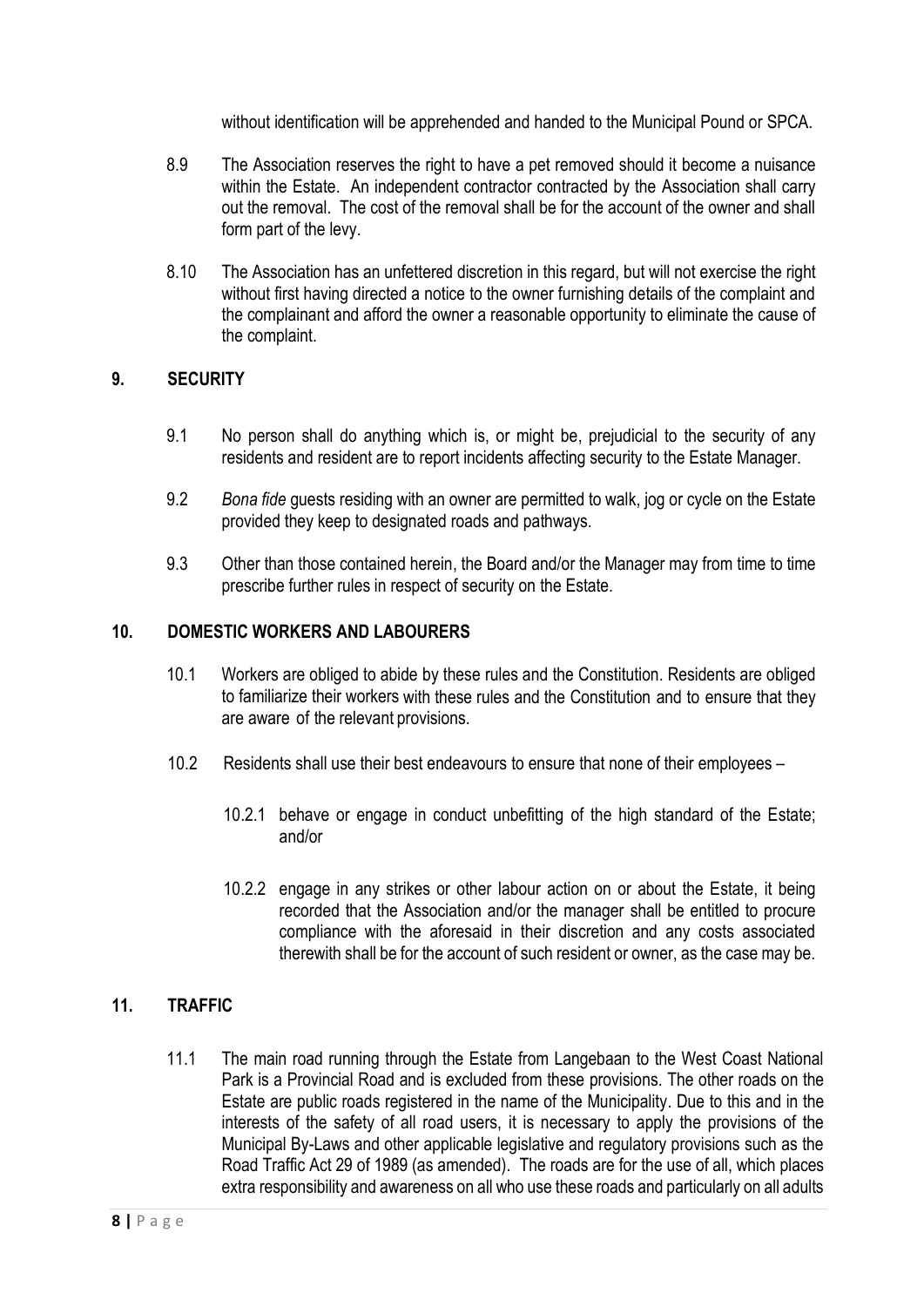without identification will be apprehended and handed to the Municipal Pound or SPCA.

8.9 The Association reserves the right to have a pet removed should it become a nuisance within the Estate. An independent contractor contracted by the Association shall carry out the removal. The cost of the removal shall be for the account of the owner and shall form part of the levy.

8.10 The Association has an unfettered discretion in this regard, but will not exercise the right without first having directed a notice to the owner furnishing details of the complaint and the complainant and afford the owner a reasonable opportunity to eliminate the cause of the complaint.

## 9. SECURITY

9.1 No person shall do anything which is, or might be, prejudicial to the security of any residents and resident are to report incidents affecting security to the Estate Manager.

9.2 *Bona fide* guests residing with an owner are permitted to walk, jog or cycle on the Estate provided they keep to designated roads and pathways.

9.3 Other than those contained herein, the Board and/or the Manager may from time to time prescribe further rules in respect of security on the Estate.

## 10. DOMESTIC WORKERS AND LABOURERS

10.1 Workers are obliged to abide by these rules and the Constitution. Residents are obliged to familiarize their workers with these rules and the Constitution and to ensure that they are aware of the relevant provisions.

10.2 Residents shall use their best endeavours to ensure that none of their employees –

10.2.1 behave or engage in conduct unbefitting of the high standard of the Estate; and/or

10.2.2 engage in any strikes or other labour action on or about the Estate, it being recorded that the Association and/or the manager shall be entitled to procure compliance with the aforesaid in their discretion and any costs associated therewith shall be for the account of such resident or owner, as the case may be.

## 11. TRAFFIC

11.1 The main road running through the Estate from Langebaan to the West Coast National Park is a Provincial Road and is excluded from these provisions. The other roads on the Estate are public roads registered in the name of the Municipality. Due to this and in the interests of the safety of all road users, it is necessary to apply the provisions of the Municipal By-Laws and other applicable legislative and regulatory provisions such as the Road Traffic Act 29 of 1989 (as amended). The roads are for the use of all, which places extra responsibility and awareness on all who use these roads and particularly on all adults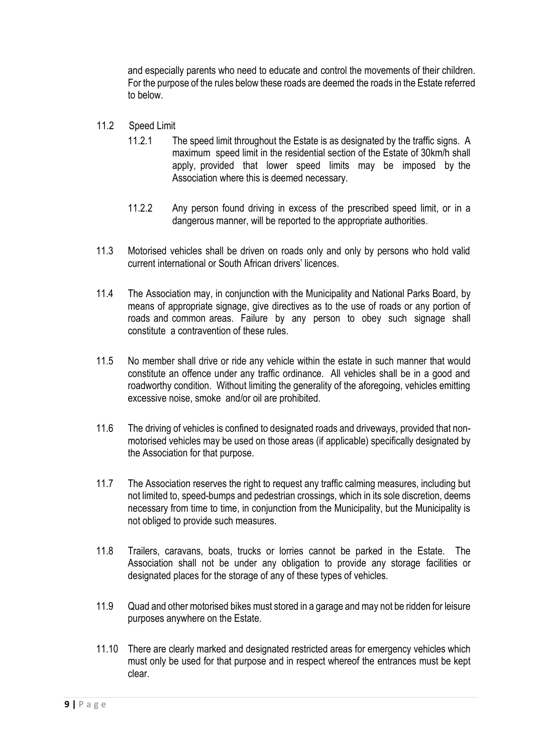and especially parents who need to educate and control the movements of their children. For the purpose of the rules below these roads are deemed the roads in the Estate referred to below.

11.2 Speed Limit

11.2.1 The speed limit throughout the Estate is as designated by the traffic signs. A maximum speed limit in the residential section of the Estate of 30km/h shall apply, provided that lower speed limits may be imposed by the Association where this is deemed necessary.

11.2.2 Any person found driving in excess of the prescribed speed limit, or in a dangerous manner, will be reported to the appropriate authorities.

11.3 Motorised vehicles shall be driven on roads only and only by persons who hold valid current international or South African drivers' licences.

11.4 The Association may, in conjunction with the Municipality and National Parks Board, by means of appropriate signage, give directives as to the use of roads or any portion of roads and common areas. Failure by any person to obey such signage shall constitute a contravention of these rules.

11.5 No member shall drive or ride any vehicle within the estate in such manner that would constitute an offence under any traffic ordinance. All vehicles shall be in a good and roadworthy condition. Without limiting the generality of the aforegoing, vehicles emitting excessive noise, smoke and/or oil are prohibited.

11.6 The driving of vehicles is confined to designated roads and driveways, provided that non-motorised vehicles may be used on those areas (if applicable) specifically designated by the Association for that purpose.

11.7 The Association reserves the right to request any traffic calming measures, including but not limited to, speed-bumps and pedestrian crossings, which in its sole discretion, deems necessary from time to time, in conjunction from the Municipality, but the Municipality is not obliged to provide such measures.

11.8 Trailers, caravans, boats, trucks or lorries cannot be parked in the Estate. The Association shall not be under any obligation to provide any storage facilities or designated places for the storage of any of these types of vehicles.

11.9 Quad and other motorised bikes must stored in a garage and may not be ridden for leisure purposes anywhere on the Estate.

11.10 There are clearly marked and designated restricted areas for emergency vehicles which must only be used for that purpose and in respect whereof the entrances must be kept clear.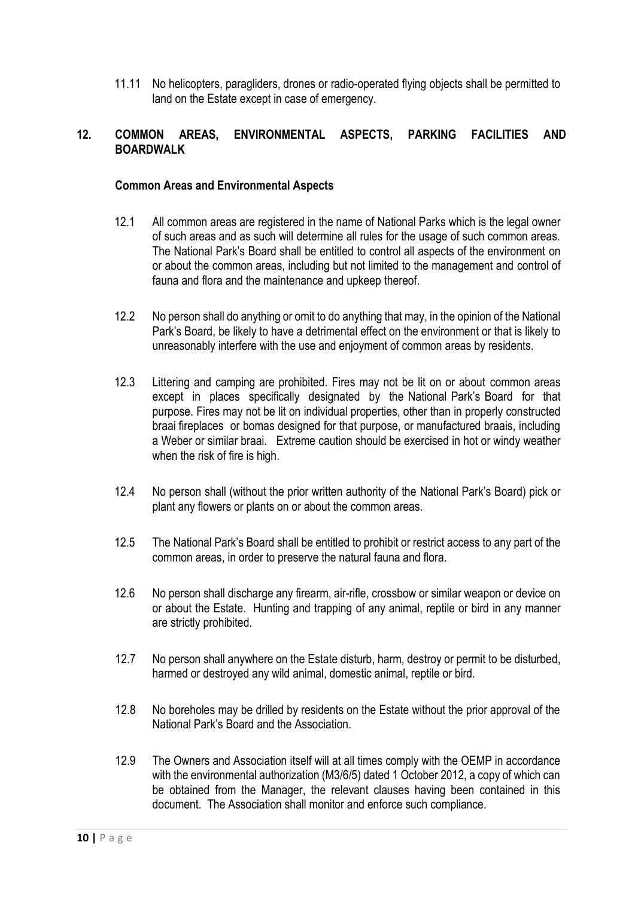11.11 No helicopters, paragliders, drones or radio-operated flying objects shall be permitted to land on the Estate except in case of emergency.

## 12. COMMON AREAS, ENVIRONMENTAL ASPECTS, PARKING FACILITIES AND BOARDWALK

### Common Areas and Environmental Aspects

12.1 All common areas are registered in the name of National Parks which is the legal owner of such areas and as such will determine all rules for the usage of such common areas. The National Park's Board shall be entitled to control all aspects of the environment on or about the common areas, including but not limited to the management and control of fauna and flora and the maintenance and upkeep thereof.

12.2 No person shall do anything or omit to do anything that may, in the opinion of the National Park's Board, be likely to have a detrimental effect on the environment or that is likely to unreasonably interfere with the use and enjoyment of common areas by residents.

12.3 Littering and camping are prohibited. Fires may not be lit on or about common areas except in places specifically designated by the National Park's Board for that purpose. Fires may not be lit on individual properties, other than in properly constructed braai fireplaces or bomas designed for that purpose, or manufactured braais, including a Weber or similar braai. Extreme caution should be exercised in hot or windy weather when the risk of fire is high.

12.4 No person shall (without the prior written authority of the National Park's Board) pick or plant any flowers or plants on or about the common areas.

12.5 The National Park's Board shall be entitled to prohibit or restrict access to any part of the common areas, in order to preserve the natural fauna and flora.

12.6 No person shall discharge any firearm, air-rifle, crossbow or similar weapon or device on or about the Estate. Hunting and trapping of any animal, reptile or bird in any manner are strictly prohibited.

12.7 No person shall anywhere on the Estate disturb, harm, destroy or permit to be disturbed, harmed or destroyed any wild animal, domestic animal, reptile or bird.

12.8 No boreholes may be drilled by residents on the Estate without the prior approval of the National Park's Board and the Association.

12.9 The Owners and Association itself will at all times comply with the OEMP in accordance with the environmental authorization (M3/6/5) dated 1 October 2012, a copy of which can be obtained from the Manager, the relevant clauses having been contained in this document. The Association shall monitor and enforce such compliance.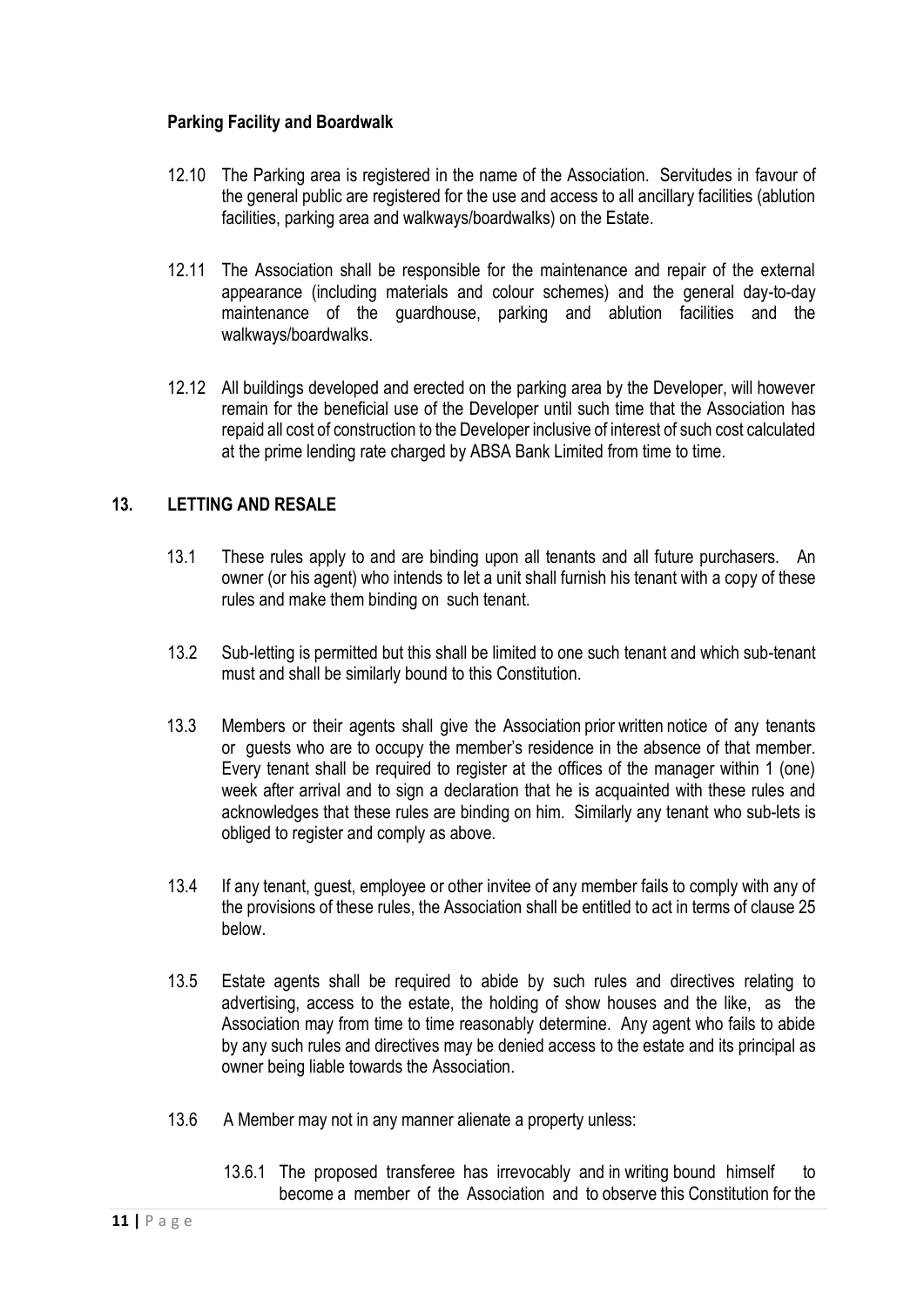**Parking Facility and Boardwalk**

12.10 The Parking area is registered in the name of the Association. Servitudes in favour of the general public are registered for the use and access to all ancillary facilities (ablution facilities, parking area and walkways/boardwalks) on the Estate.

12.11 The Association shall be responsible for the maintenance and repair of the external appearance (including materials and colour schemes) and the general day-to-day maintenance of the guardhouse, parking and ablution facilities and the walkways/boardwalks.

12.12 All buildings developed and erected on the parking area by the Developer, will however remain for the beneficial use of the Developer until such time that the Association has repaid all cost of construction to the Developer inclusive of interest of such cost calculated at the prime lending rate charged by ABSA Bank Limited from time to time.

## 13. LETTING AND RESALE

13.1 These rules apply to and are binding upon all tenants and all future purchasers. An owner (or his agent) who intends to let a unit shall furnish his tenant with a copy of these rules and make them binding on such tenant.

13.2 Sub-letting is permitted but this shall be limited to one such tenant and which sub-tenant must and shall be similarly bound to this Constitution.

13.3 Members or their agents shall give the Association prior written notice of any tenants or guests who are to occupy the member's residence in the absence of that member. Every tenant shall be required to register at the offices of the manager within 1 (one) week after arrival and to sign a declaration that he is acquainted with these rules and acknowledges that these rules are binding on him. Similarly any tenant who sub-lets is obliged to register and comply as above.

13.4 If any tenant, guest, employee or other invitee of any member fails to comply with any of the provisions of these rules, the Association shall be entitled to act in terms of clause 25 below.

13.5 Estate agents shall be required to abide by such rules and directives relating to advertising, access to the estate, the holding of show houses and the like, as the Association may from time to time reasonably determine. Any agent who fails to abide by any such rules and directives may be denied access to the estate and its principal as owner being liable towards the Association.

13.6 A Member may not in any manner alienate a property unless:

13.6.1 The proposed transferee has irrevocably and in writing bound himself to become a member of the Association and to observe this Constitution for the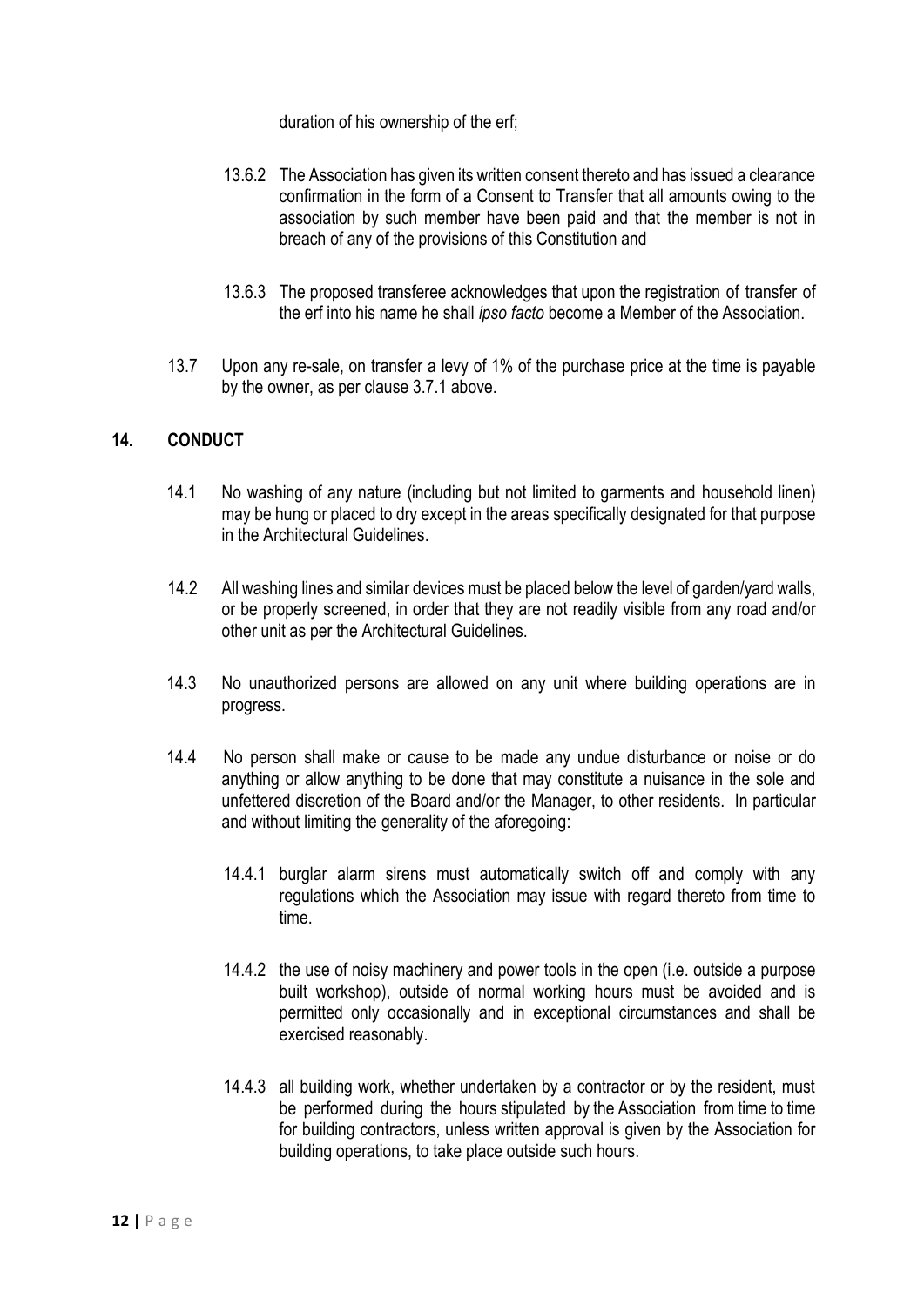duration of his ownership of the erf;

13.6.2 The Association has given its written consent thereto and has issued a clearance confirmation in the form of a Consent to Transfer that all amounts owing to the association by such member have been paid and that the member is not in breach of any of the provisions of this Constitution and

13.6.3 The proposed transferee acknowledges that upon the registration of transfer of the erf into his name he shall *ipso facto* become a Member of the Association.

13.7 Upon any re-sale, on transfer a levy of 1% of the purchase price at the time is payable by the owner, as per clause 3.7.1 above.

## 14. CONDUCT

14.1 No washing of any nature (including but not limited to garments and household linen) may be hung or placed to dry except in the areas specifically designated for that purpose in the Architectural Guidelines.

14.2 All washing lines and similar devices must be placed below the level of garden/yard walls, or be properly screened, in order that they are not readily visible from any road and/or other unit as per the Architectural Guidelines.

14.3 No unauthorized persons are allowed on any unit where building operations are in progress.

14.4 No person shall make or cause to be made any undue disturbance or noise or do anything or allow anything to be done that may constitute a nuisance in the sole and unfettered discretion of the Board and/or the Manager, to other residents. In particular and without limiting the generality of the aforegoing:

14.4.1 burglar alarm sirens must automatically switch off and comply with any regulations which the Association may issue with regard thereto from time to time.

14.4.2 the use of noisy machinery and power tools in the open (i.e. outside a purpose built workshop), outside of normal working hours must be avoided and is permitted only occasionally and in exceptional circumstances and shall be exercised reasonably.

14.4.3 all building work, whether undertaken by a contractor or by the resident, must be performed during the hours stipulated by the Association from time to time for building contractors, unless written approval is given by the Association for building operations, to take place outside such hours.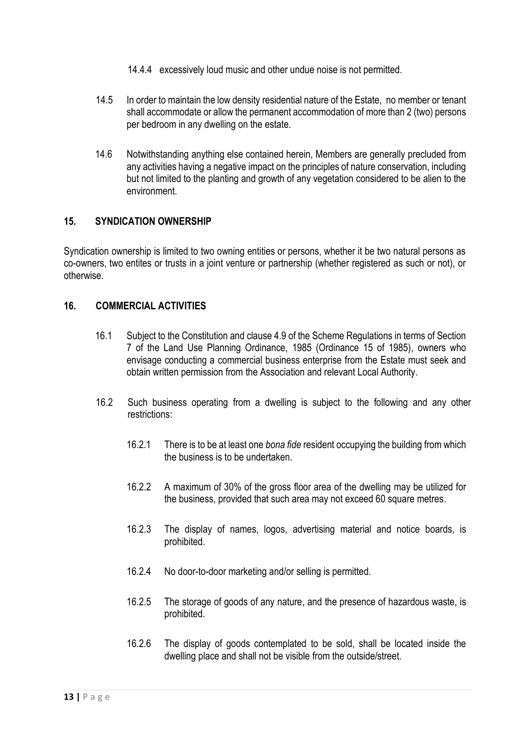14.4.4 excessively loud music and other undue noise is not permitted.

14.5 In order to maintain the low density residential nature of the Estate, no member or tenant shall accommodate or allow the permanent accommodation of more than 2 (two) persons per bedroom in any dwelling on the estate.

14.6 Notwithstanding anything else contained herein, Members are generally precluded from any activities having a negative impact on the principles of nature conservation, including but not limited to the planting and growth of any vegetation considered to be alien to the environment.

## 15. SYNDICATION OWNERSHIP

Syndication ownership is limited to two owning entities or persons, whether it be two natural persons as co-owners, two entites or trusts in a joint venture or partnership (whether registered as such or not), or otherwise.

## 16. COMMERCIAL ACTIVITIES

16.1 Subject to the Constitution and clause 4.9 of the Scheme Regulations in terms of Section 7 of the Land Use Planning Ordinance, 1985 (Ordinance 15 of 1985), owners who envisage conducting a commercial business enterprise from the Estate must seek and obtain written permission from the Association and relevant Local Authority.

16.2 Such business operating from a dwelling is subject to the following and any other restrictions:

16.2.1 There is to be at least one *bona fide* resident occupying the building from which the business is to be undertaken.

16.2.2 A maximum of 30% of the gross floor area of the dwelling may be utilized for the business, provided that such area may not exceed 60 square metres.

16.2.3 The display of names, logos, advertising material and notice boards, is prohibited.

16.2.4 No door-to-door marketing and/or selling is permitted.

16.2.5 The storage of goods of any nature, and the presence of hazardous waste, is prohibited.

16.2.6 The display of goods contemplated to be sold, shall be located inside the dwelling place and shall not be visible from the outside/street.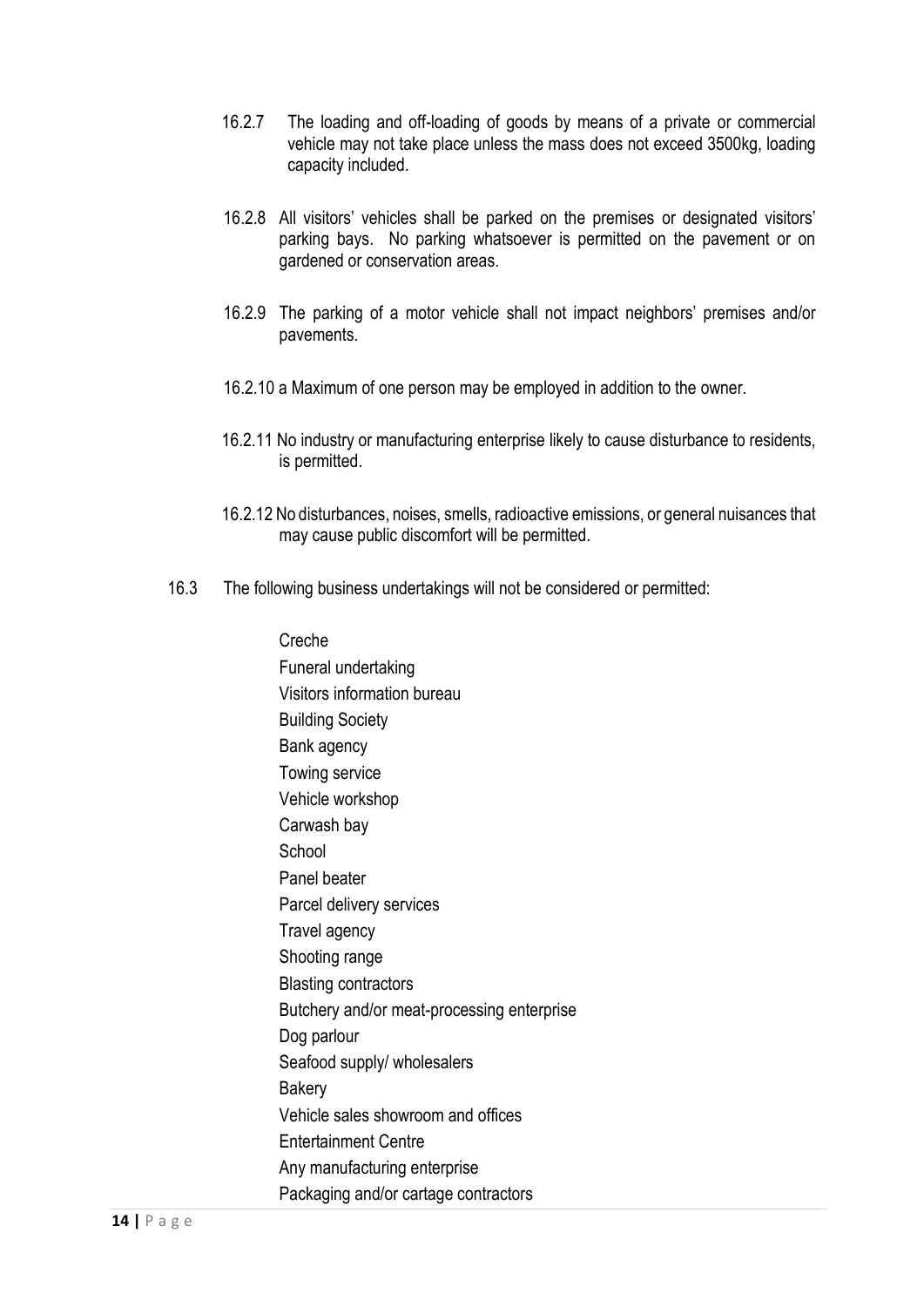16.2.7 The loading and off-loading of goods by means of a private or commercial vehicle may not take place unless the mass does not exceed 3500kg, loading capacity included.

16.2.8 All visitors' vehicles shall be parked on the premises or designated visitors' parking bays. No parking whatsoever is permitted on the pavement or on gardened or conservation areas.

16.2.9 The parking of a motor vehicle shall not impact neighbors' premises and/or pavements.

16.2.10 a Maximum of one person may be employed in addition to the owner.

16.2.11 No industry or manufacturing enterprise likely to cause disturbance to residents, is permitted.

16.2.12 No disturbances, noises, smells, radioactive emissions, or general nuisances that may cause public discomfort will be permitted.

16.3 The following business undertakings will not be considered or permitted:

- Creche
- Funeral undertaking
- Visitors information bureau
- Building Society
- Bank agency
- Towing service
- Vehicle workshop
- Carwash bay
- School
- Panel beater
- Parcel delivery services
- Travel agency
- Shooting range
- Blasting contractors
- Butchery and/or meat-processing enterprise
- Dog parlour
- Seafood supply/ wholesalers
- Bakery
- Vehicle sales showroom and offices
- Entertainment Centre
- Any manufacturing enterprise
- Packaging and/or cartage contractors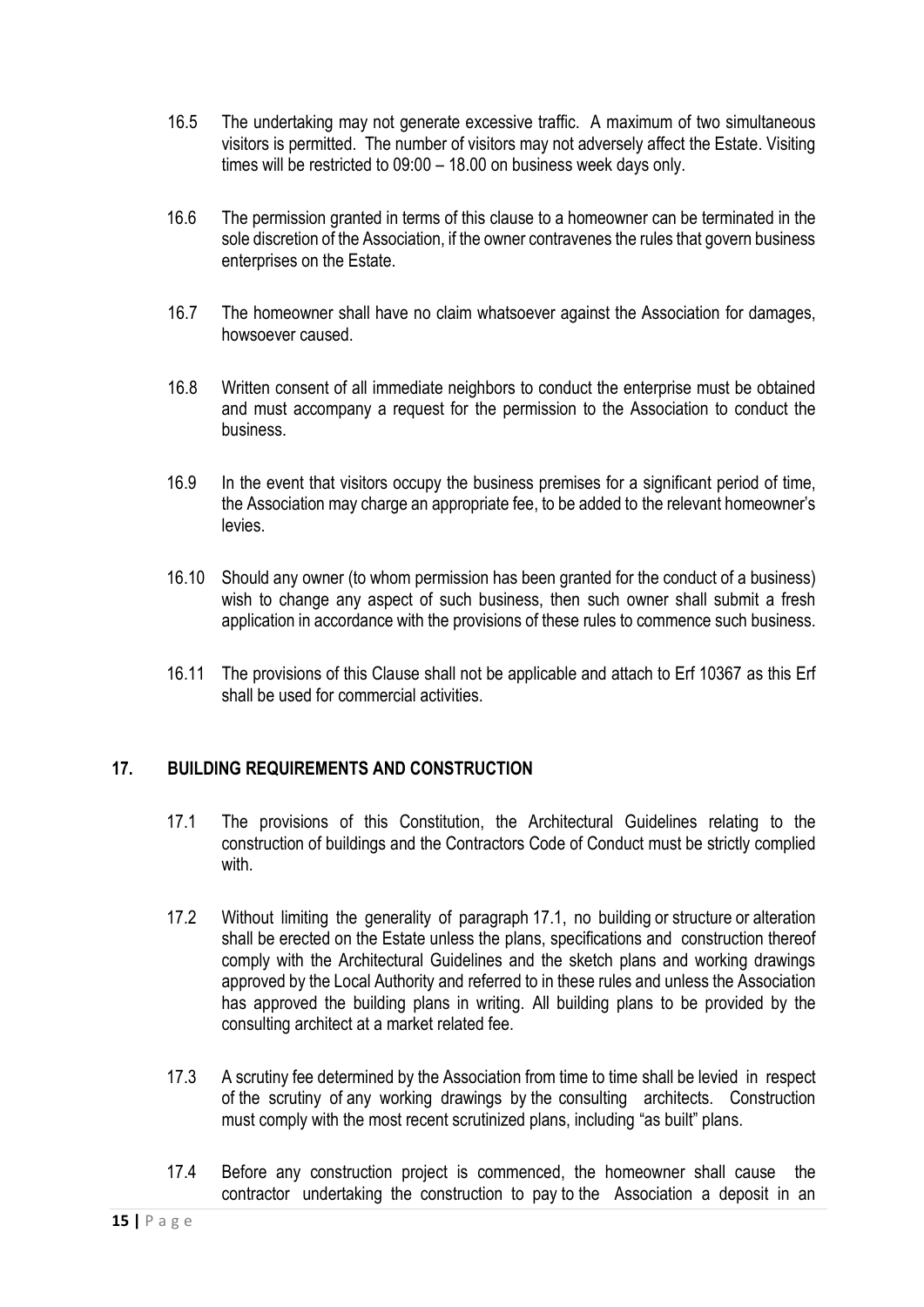16.5 The undertaking may not generate excessive traffic. A maximum of two simultaneous visitors is permitted. The number of visitors may not adversely affect the Estate. Visiting times will be restricted to 09:00 – 18.00 on business week days only.

16.6 The permission granted in terms of this clause to a homeowner can be terminated in the sole discretion of the Association, if the owner contravenes the rules that govern business enterprises on the Estate.

16.7 The homeowner shall have no claim whatsoever against the Association for damages, howsoever caused.

16.8 Written consent of all immediate neighbors to conduct the enterprise must be obtained and must accompany a request for the permission to the Association to conduct the business.

16.9 In the event that visitors occupy the business premises for a significant period of time, the Association may charge an appropriate fee, to be added to the relevant homeowner's levies.

16.10 Should any owner (to whom permission has been granted for the conduct of a business) wish to change any aspect of such business, then such owner shall submit a fresh application in accordance with the provisions of these rules to commence such business.

16.11 The provisions of this Clause shall not be applicable and attach to Erf 10367 as this Erf shall be used for commercial activities.

## 17. BUILDING REQUIREMENTS AND CONSTRUCTION

17.1 The provisions of this Constitution, the Architectural Guidelines relating to the construction of buildings and the Contractors Code of Conduct must be strictly complied with.

17.2 Without limiting the generality of paragraph 17.1, no building or structure or alteration shall be erected on the Estate unless the plans, specifications and construction thereof comply with the Architectural Guidelines and the sketch plans and working drawings approved by the Local Authority and referred to in these rules and unless the Association has approved the building plans in writing. All building plans to be provided by the consulting architect at a market related fee.

17.3 A scrutiny fee determined by the Association from time to time shall be levied in respect of the scrutiny of any working drawings by the consulting architects. Construction must comply with the most recent scrutinized plans, including "as built" plans.

17.4 Before any construction project is commenced, the homeowner shall cause the contractor undertaking the construction to pay to the Association a deposit in an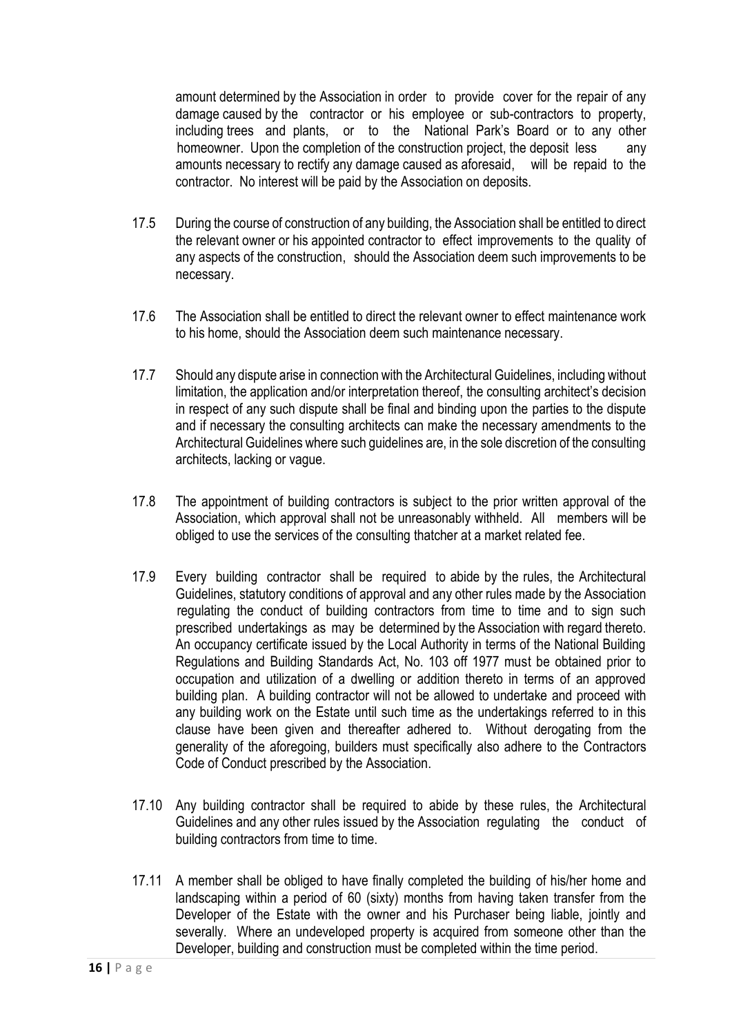amount determined by the Association in order to provide cover for the repair of any damage caused by the contractor or his employee or sub-contractors to property, including trees and plants, or to the National Park's Board or to any other homeowner. Upon the completion of the construction project, the deposit less any amounts necessary to rectify any damage caused as aforesaid, will be repaid to the contractor. No interest will be paid by the Association on deposits.

17.5 During the course of construction of any building, the Association shall be entitled to direct the relevant owner or his appointed contractor to effect improvements to the quality of any aspects of the construction, should the Association deem such improvements to be necessary.

17.6 The Association shall be entitled to direct the relevant owner to effect maintenance work to his home, should the Association deem such maintenance necessary.

17.7 Should any dispute arise in connection with the Architectural Guidelines, including without limitation, the application and/or interpretation thereof, the consulting architect's decision in respect of any such dispute shall be final and binding upon the parties to the dispute and if necessary the consulting architects can make the necessary amendments to the Architectural Guidelines where such guidelines are, in the sole discretion of the consulting architects, lacking or vague.

17.8 The appointment of building contractors is subject to the prior written approval of the Association, which approval shall not be unreasonably withheld. All members will be obliged to use the services of the consulting thatcher at a market related fee.

17.9 Every building contractor shall be required to abide by the rules, the Architectural Guidelines, statutory conditions of approval and any other rules made by the Association regulating the conduct of building contractors from time to time and to sign such prescribed undertakings as may be determined by the Association with regard thereto. An occupancy certificate issued by the Local Authority in terms of the National Building Regulations and Building Standards Act, No. 103 off 1977 must be obtained prior to occupation and utilization of a dwelling or addition thereto in terms of an approved building plan. A building contractor will not be allowed to undertake and proceed with any building work on the Estate until such time as the undertakings referred to in this clause have been given and thereafter adhered to. Without derogating from the generality of the aforegoing, builders must specifically also adhere to the Contractors Code of Conduct prescribed by the Association.

17.10 Any building contractor shall be required to abide by these rules, the Architectural Guidelines and any other rules issued by the Association regulating the conduct of building contractors from time to time.

17.11 A member shall be obliged to have finally completed the building of his/her home and landscaping within a period of 60 (sixty) months from having taken transfer from the Developer of the Estate with the owner and his Purchaser being liable, jointly and severally. Where an undeveloped property is acquired from someone other than the Developer, building and construction must be completed within the time period.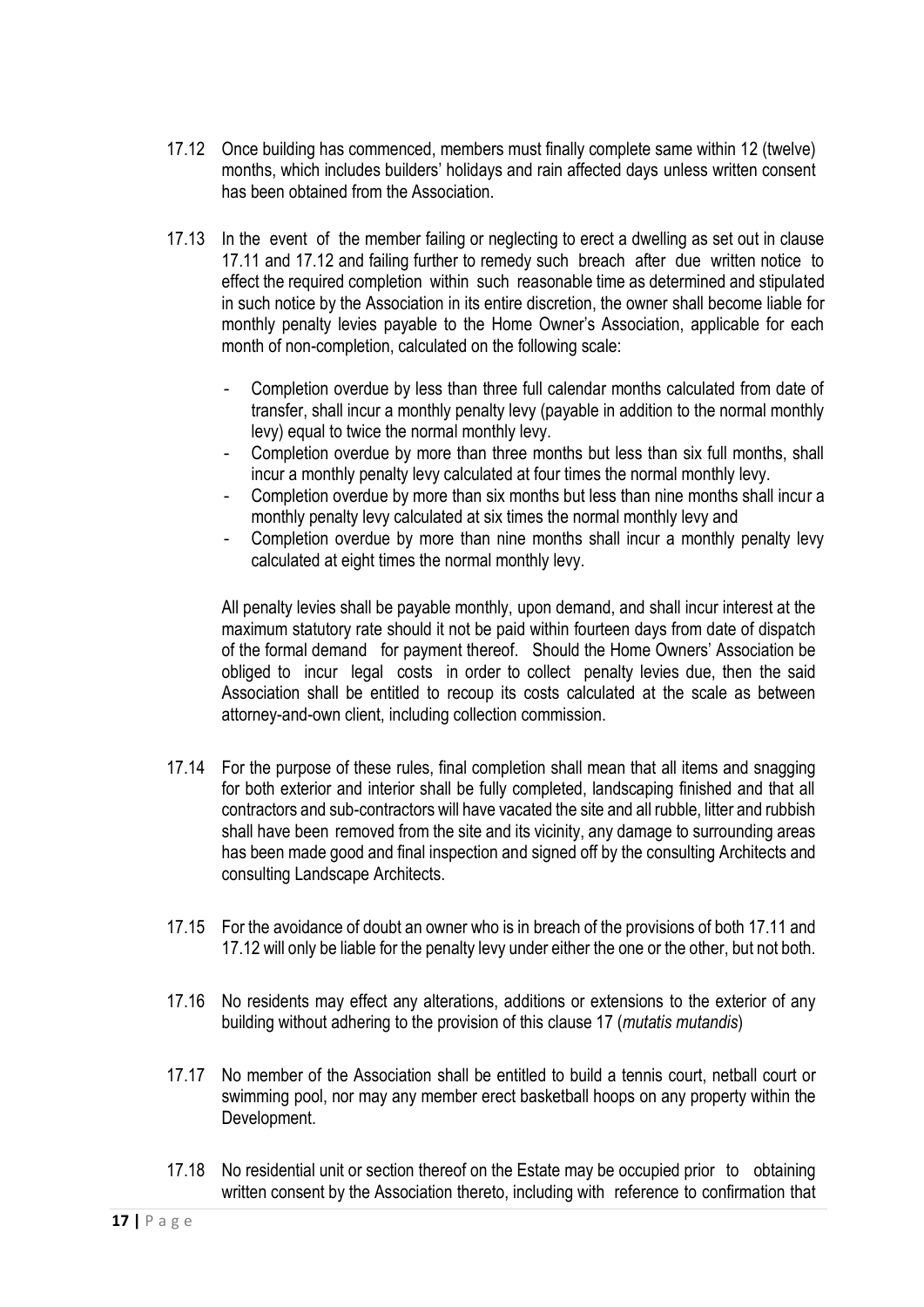17.12 Once building has commenced, members must finally complete same within 12 (twelve) months, which includes builders' holidays and rain affected days unless written consent has been obtained from the Association.

17.13 In the event of the member failing or neglecting to erect a dwelling as set out in clause 17.11 and 17.12 and failing further to remedy such breach after due written notice to effect the required completion within such reasonable time as determined and stipulated in such notice by the Association in its entire discretion, the owner shall become liable for monthly penalty levies payable to the Home Owner's Association, applicable for each month of non-completion, calculated on the following scale:

- Completion overdue by less than three full calendar months calculated from date of transfer, shall incur a monthly penalty levy (payable in addition to the normal monthly levy) equal to twice the normal monthly levy.
- Completion overdue by more than three months but less than six full months, shall incur a monthly penalty levy calculated at four times the normal monthly levy.
- Completion overdue by more than six months but less than nine months shall incur a monthly penalty levy calculated at six times the normal monthly levy and
- Completion overdue by more than nine months shall incur a monthly penalty levy calculated at eight times the normal monthly levy.

All penalty levies shall be payable monthly, upon demand, and shall incur interest at the maximum statutory rate should it not be paid within fourteen days from date of dispatch of the formal demand for payment thereof. Should the Home Owners' Association be obliged to incur legal costs in order to collect penalty levies due, then the said Association shall be entitled to recoup its costs calculated at the scale as between attorney-and-own client, including collection commission.

17.14 For the purpose of these rules, final completion shall mean that all items and snagging for both exterior and interior shall be fully completed, landscaping finished and that all contractors and sub-contractors will have vacated the site and all rubble, litter and rubbish shall have been removed from the site and its vicinity, any damage to surrounding areas has been made good and final inspection and signed off by the consulting Architects and consulting Landscape Architects.

17.15 For the avoidance of doubt an owner who is in breach of the provisions of both 17.11 and 17.12 will only be liable for the penalty levy under either the one or the other, but not both.

17.16 No residents may effect any alterations, additions or extensions to the exterior of any building without adhering to the provision of this clause 17 (*mutatis mutandis*)

17.17 No member of the Association shall be entitled to build a tennis court, netball court or swimming pool, nor may any member erect basketball hoops on any property within the Development.

17.18 No residential unit or section thereof on the Estate may be occupied prior to obtaining written consent by the Association thereto, including with reference to confirmation that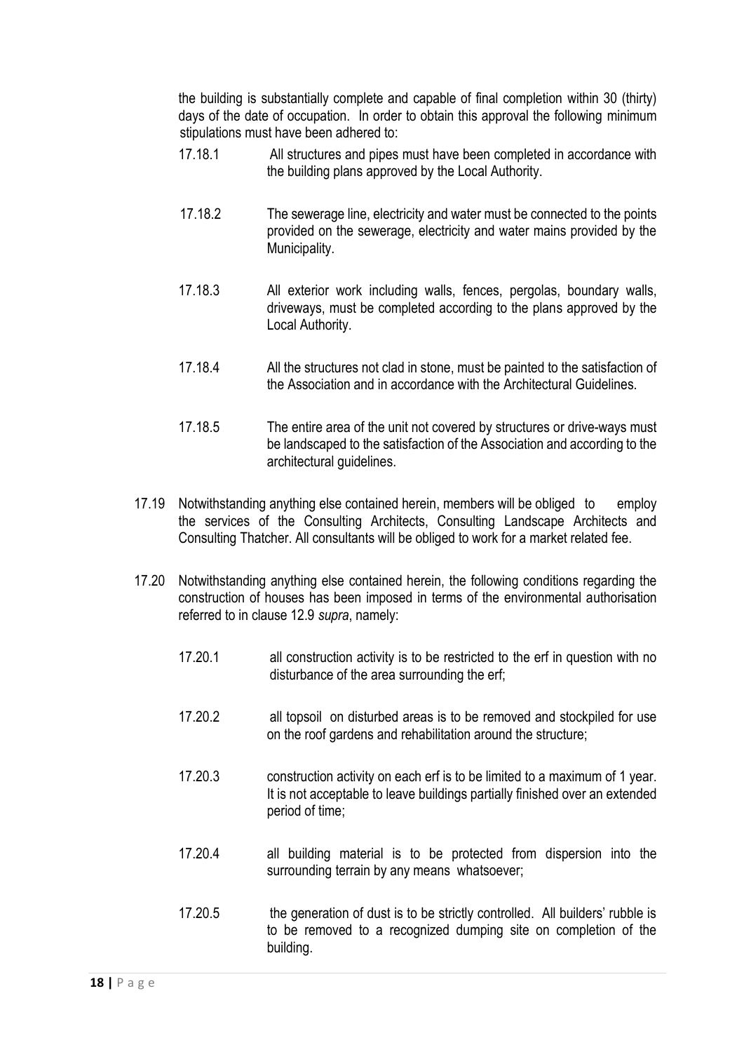the building is substantially complete and capable of final completion within 30 (thirty) days of the date of occupation. In order to obtain this approval the following minimum stipulations must have been adhered to:

17.18.1 All structures and pipes must have been completed in accordance with the building plans approved by the Local Authority.

17.18.2 The sewerage line, electricity and water must be connected to the points provided on the sewerage, electricity and water mains provided by the Municipality.

17.18.3 All exterior work including walls, fences, pergolas, boundary walls, driveways, must be completed according to the plans approved by the Local Authority.

17.18.4 All the structures not clad in stone, must be painted to the satisfaction of the Association and in accordance with the Architectural Guidelines.

17.18.5 The entire area of the unit not covered by structures or drive-ways must be landscaped to the satisfaction of the Association and according to the architectural guidelines.

17.19 Notwithstanding anything else contained herein, members will be obliged to employ the services of the Consulting Architects, Consulting Landscape Architects and Consulting Thatcher. All consultants will be obliged to work for a market related fee.

17.20 Notwithstanding anything else contained herein, the following conditions regarding the construction of houses has been imposed in terms of the environmental authorisation referred to in clause 12.9 *supra*, namely:

17.20.1 all construction activity is to be restricted to the erf in question with no disturbance of the area surrounding the erf;

17.20.2 all topsoil on disturbed areas is to be removed and stockpiled for use on the roof gardens and rehabilitation around the structure;

17.20.3 construction activity on each erf is to be limited to a maximum of 1 year. It is not acceptable to leave buildings partially finished over an extended period of time;

17.20.4 all building material is to be protected from dispersion into the surrounding terrain by any means whatsoever;

17.20.5 the generation of dust is to be strictly controlled. All builders' rubble is to be removed to a recognized dumping site on completion of the building.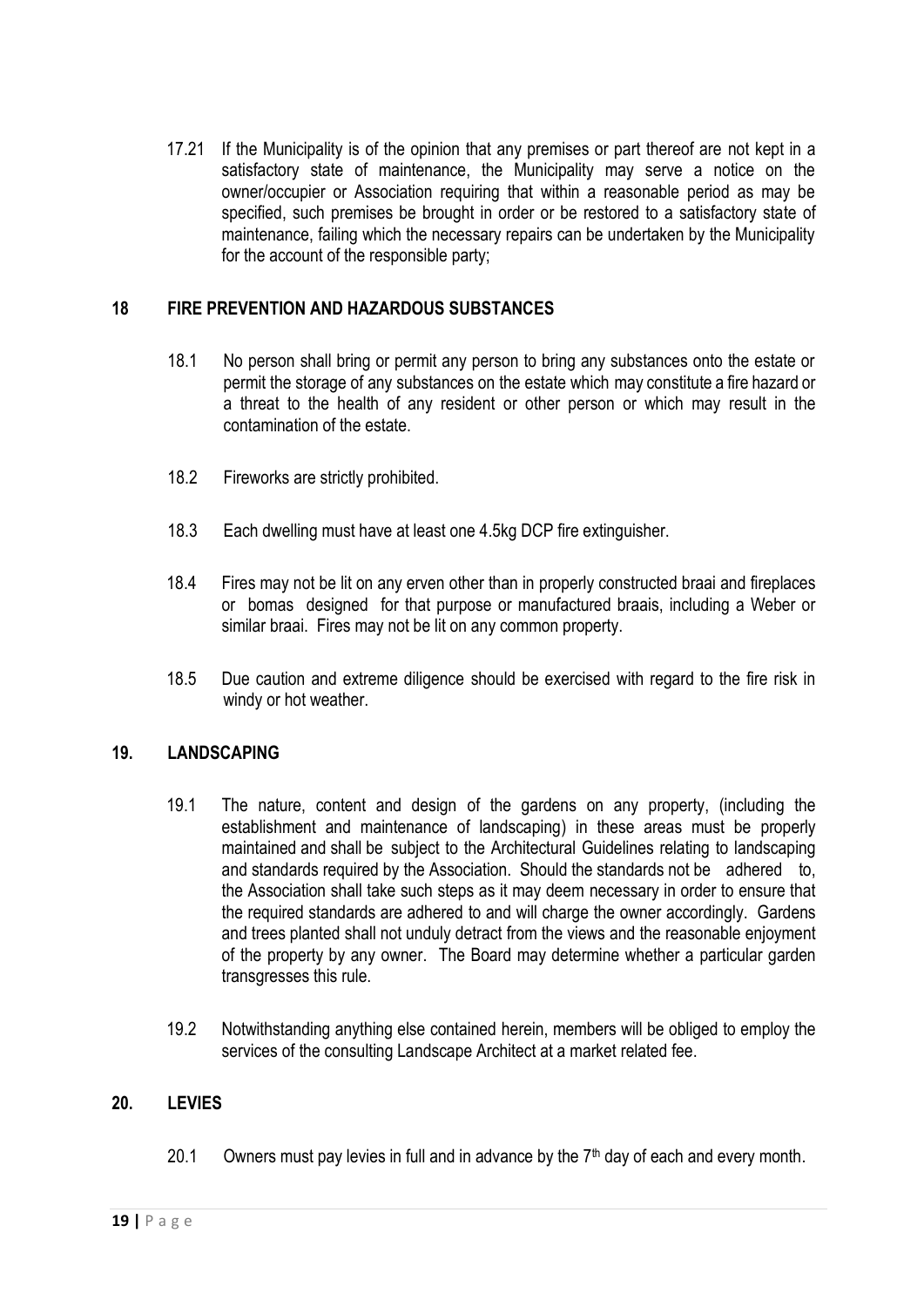17.21 If the Municipality is of the opinion that any premises or part thereof are not kept in a satisfactory state of maintenance, the Municipality may serve a notice on the owner/occupier or Association requiring that within a reasonable period as may be specified, such premises be brought in order or be restored to a satisfactory state of maintenance, failing which the necessary repairs can be undertaken by the Municipality for the account of the responsible party;

## 18 FIRE PREVENTION AND HAZARDOUS SUBSTANCES

18.1 No person shall bring or permit any person to bring any substances onto the estate or permit the storage of any substances on the estate which may constitute a fire hazard or a threat to the health of any resident or other person or which may result in the contamination of the estate.

18.2 Fireworks are strictly prohibited.

18.3 Each dwelling must have at least one 4.5kg DCP fire extinguisher.

18.4 Fires may not be lit on any erven other than in properly constructed braai and fireplaces or bomas designed for that purpose or manufactured braais, including a Weber or similar braai. Fires may not be lit on any common property.

18.5 Due caution and extreme diligence should be exercised with regard to the fire risk in windy or hot weather.

## 19. LANDSCAPING

19.1 The nature, content and design of the gardens on any property, (including the establishment and maintenance of landscaping) in these areas must be properly maintained and shall be subject to the Architectural Guidelines relating to landscaping and standards required by the Association. Should the standards not be adhered to, the Association shall take such steps as it may deem necessary in order to ensure that the required standards are adhered to and will charge the owner accordingly. Gardens and trees planted shall not unduly detract from the views and the reasonable enjoyment of the property by any owner. The Board may determine whether a particular garden transgresses this rule.

19.2 Notwithstanding anything else contained herein, members will be obliged to employ the services of the consulting Landscape Architect at a market related fee.

## 20. LEVIES

20.1 Owners must pay levies in full and in advance by the 7th day of each and every month.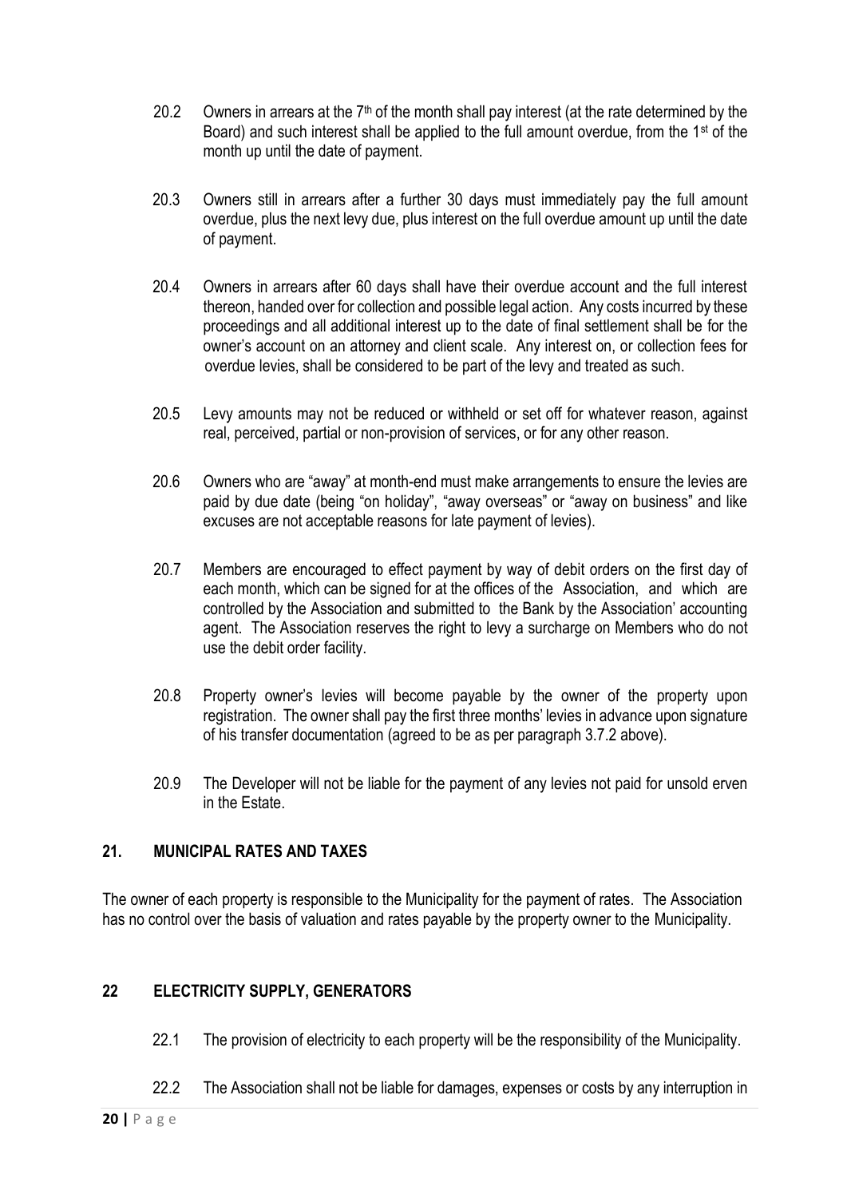20.2 Owners in arrears at the 7th of the month shall pay interest (at the rate determined by the Board) and such interest shall be applied to the full amount overdue, from the 1st of the month up until the date of payment.

20.3 Owners still in arrears after a further 30 days must immediately pay the full amount overdue, plus the next levy due, plus interest on the full overdue amount up until the date of payment.

20.4 Owners in arrears after 60 days shall have their overdue account and the full interest thereon, handed over for collection and possible legal action. Any costs incurred by these proceedings and all additional interest up to the date of final settlement shall be for the owner's account on an attorney and client scale. Any interest on, or collection fees for overdue levies, shall be considered to be part of the levy and treated as such.

20.5 Levy amounts may not be reduced or withheld or set off for whatever reason, against real, perceived, partial or non-provision of services, or for any other reason.

20.6 Owners who are "away" at month-end must make arrangements to ensure the levies are paid by due date (being "on holiday", "away overseas" or "away on business" and like excuses are not acceptable reasons for late payment of levies).

20.7 Members are encouraged to effect payment by way of debit orders on the first day of each month, which can be signed for at the offices of the Association, and which are controlled by the Association and submitted to the Bank by the Association' accounting agent. The Association reserves the right to levy a surcharge on Members who do not use the debit order facility.

20.8 Property owner's levies will become payable by the owner of the property upon registration. The owner shall pay the first three months' levies in advance upon signature of his transfer documentation (agreed to be as per paragraph 3.7.2 above).

20.9 The Developer will not be liable for the payment of any levies not paid for unsold erven in the Estate.

## 21. MUNICIPAL RATES AND TAXES

The owner of each property is responsible to the Municipality for the payment of rates. The Association has no control over the basis of valuation and rates payable by the property owner to the Municipality.

## 22 ELECTRICITY SUPPLY, GENERATORS

22.1 The provision of electricity to each property will be the responsibility of the Municipality.

22.2 The Association shall not be liable for damages, expenses or costs by any interruption in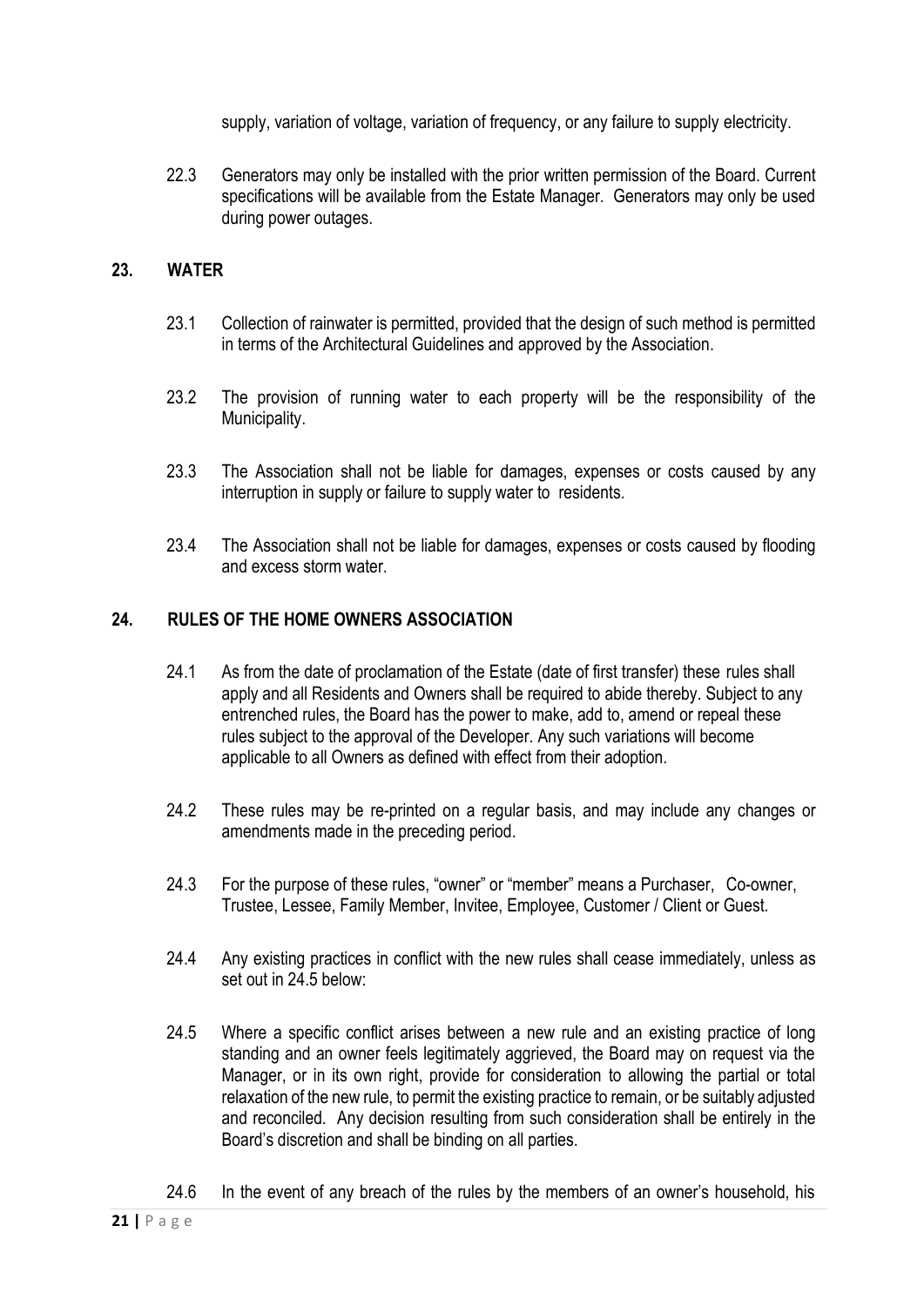supply, variation of voltage, variation of frequency, or any failure to supply electricity.

22.3 Generators may only be installed with the prior written permission of the Board. Current specifications will be available from the Estate Manager. Generators may only be used during power outages.

## 23. WATER

23.1 Collection of rainwater is permitted, provided that the design of such method is permitted in terms of the Architectural Guidelines and approved by the Association.

23.2 The provision of running water to each property will be the responsibility of the Municipality.

23.3 The Association shall not be liable for damages, expenses or costs caused by any interruption in supply or failure to supply water to residents.

23.4 The Association shall not be liable for damages, expenses or costs caused by flooding and excess storm water.

## 24. RULES OF THE HOME OWNERS ASSOCIATION

24.1 As from the date of proclamation of the Estate (date of first transfer) these rules shall apply and all Residents and Owners shall be required to abide thereby. Subject to any entrenched rules, the Board has the power to make, add to, amend or repeal these rules subject to the approval of the Developer. Any such variations will become applicable to all Owners as defined with effect from their adoption.

24.2 These rules may be re-printed on a regular basis, and may include any changes or amendments made in the preceding period.

24.3 For the purpose of these rules, "owner" or "member" means a Purchaser, Co-owner, Trustee, Lessee, Family Member, Invitee, Employee, Customer / Client or Guest.

24.4 Any existing practices in conflict with the new rules shall cease immediately, unless as set out in 24.5 below:

24.5 Where a specific conflict arises between a new rule and an existing practice of long standing and an owner feels legitimately aggrieved, the Board may on request via the Manager, or in its own right, provide for consideration to allowing the partial or total relaxation of the new rule, to permit the existing practice to remain, or be suitably adjusted and reconciled. Any decision resulting from such consideration shall be entirely in the Board's discretion and shall be binding on all parties.

24.6 In the event of any breach of the rules by the members of an owner's household, his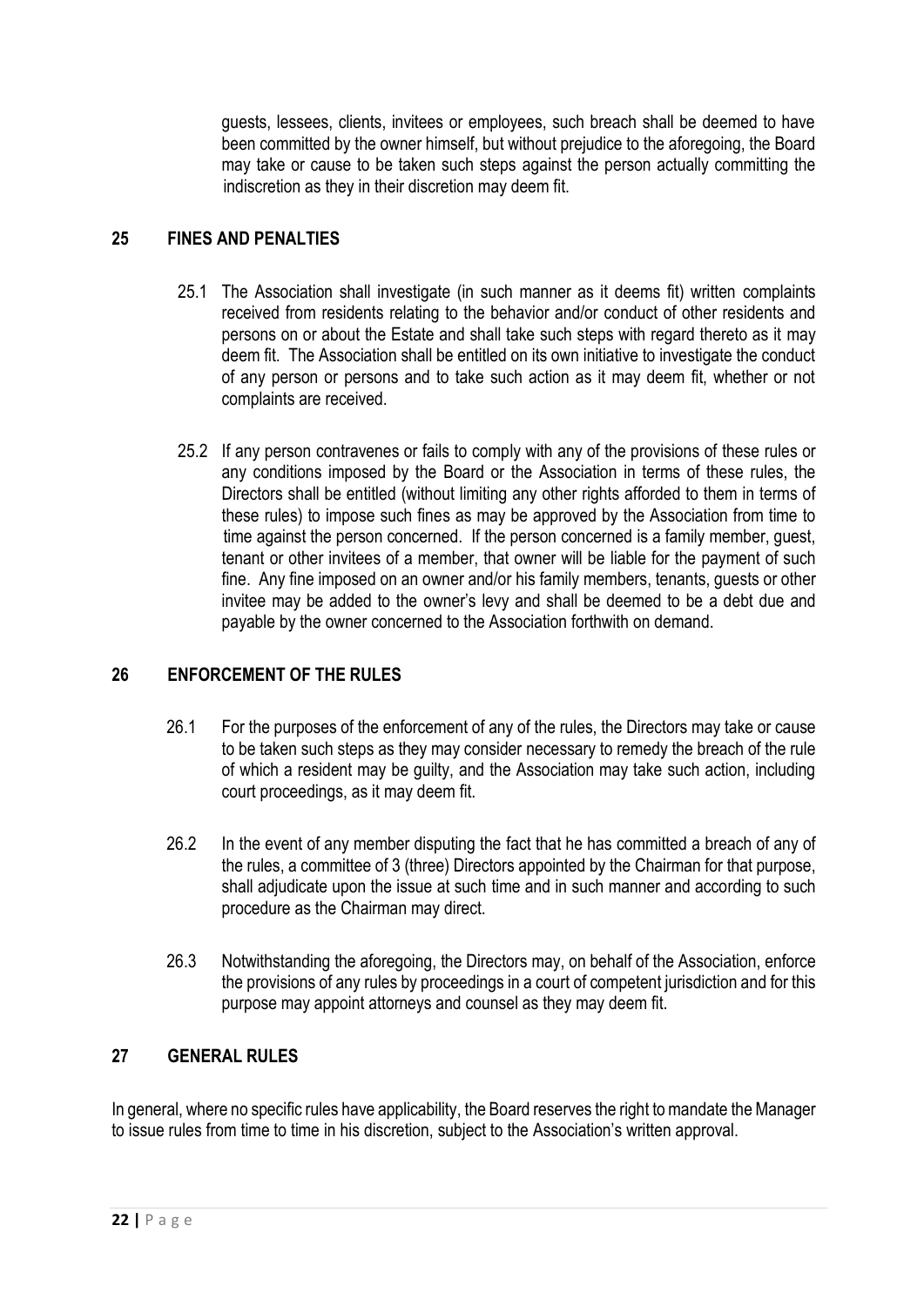guests, lessees, clients, invitees or employees, such breach shall be deemed to have been committed by the owner himself, but without prejudice to the aforegoing, the Board may take or cause to be taken such steps against the person actually committing the indiscretion as they in their discretion may deem fit.

## 25 FINES AND PENALTIES

25.1 The Association shall investigate (in such manner as it deems fit) written complaints received from residents relating to the behavior and/or conduct of other residents and persons on or about the Estate and shall take such steps with regard thereto as it may deem fit. The Association shall be entitled on its own initiative to investigate the conduct of any person or persons and to take such action as it may deem fit, whether or not complaints are received.

25.2 If any person contravenes or fails to comply with any of the provisions of these rules or any conditions imposed by the Board or the Association in terms of these rules, the Directors shall be entitled (without limiting any other rights afforded to them in terms of these rules) to impose such fines as may be approved by the Association from time to time against the person concerned. If the person concerned is a family member, guest, tenant or other invitees of a member, that owner will be liable for the payment of such fine. Any fine imposed on an owner and/or his family members, tenants, guests or other invitee may be added to the owner's levy and shall be deemed to be a debt due and payable by the owner concerned to the Association forthwith on demand.

## 26 ENFORCEMENT OF THE RULES

26.1 For the purposes of the enforcement of any of the rules, the Directors may take or cause to be taken such steps as they may consider necessary to remedy the breach of the rule of which a resident may be guilty, and the Association may take such action, including court proceedings, as it may deem fit.

26.2 In the event of any member disputing the fact that he has committed a breach of any of the rules, a committee of 3 (three) Directors appointed by the Chairman for that purpose, shall adjudicate upon the issue at such time and in such manner and according to such procedure as the Chairman may direct.

26.3 Notwithstanding the aforegoing, the Directors may, on behalf of the Association, enforce the provisions of any rules by proceedings in a court of competent jurisdiction and for this purpose may appoint attorneys and counsel as they may deem fit.

## 27 GENERAL RULES

In general, where no specific rules have applicability, the Board reserves the right to mandate the Manager to issue rules from time to time in his discretion, subject to the Association's written approval.